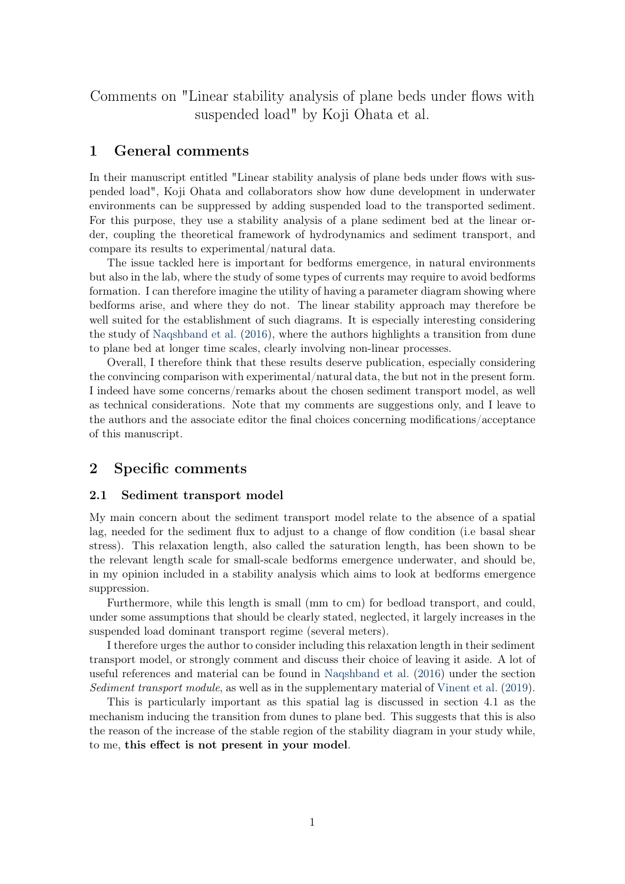Comments on "Linear stability analysis of plane beds under flows with suspended load" by Koji Ohata et al.

## 1 General comments

In their manuscript entitled "Linear stability analysis of plane beds under flows with suspended load", Koji Ohata and collaborators show how dune development in underwater environments can be suppressed by adding suspended load to the transported sediment. For this purpose, they use a stability analysis of a plane sediment bed at the linear order, coupling the theoretical framework of hydrodynamics and sediment transport, and compare its results to experimental/natural data.

The issue tackled here is important for bedforms emergence, in natural environments but also in the lab, where the study of some types of currents may require to avoid bedforms formation. I can therefore imagine the utility of having a parameter diagram showing where bedforms arise, and where they do not. The linear stability approach may therefore be well suited for the establishment of such diagrams. It is especially interesting considering the study of Naqshband et al. (2016), where the authors highlights a transition from dune to plane bed at longer time scales, clearly involving non-linear processes.

Overall, I therefore think that these results deserve publication, especially considering the convincing comparison with experimental/natural data, the but not in the present form. I indeed have some concerns/remarks about the chosen sediment transport model, as well as technical considerations. Note that my comments are suggestions only, and I leave to the authors and the associate editor the final choices concerning modifications/acceptance of this manuscript.

## 2 Specific comments

### 2.1 Sediment transport model

My main concern about the sediment transport model relate to the absence of a spatial lag, needed for the sediment flux to adjust to a change of flow condition (i.e basal shear stress). This relaxation length, also called the saturation length, has been shown to be the relevant length scale for small-scale bedforms emergence underwater, and should be, in my opinion included in a stability analysis which aims to look at bedforms emergence suppression.

Furthermore, while this length is small (mm to cm) for bedload transport, and could, under some assumptions that should be clearly stated, neglected, it largely increases in the suspended load dominant transport regime (several meters).

I therefore urges the author to consider including this relaxation length in their sediment transport model, or strongly comment and discuss their choice of leaving it aside. A lot of useful references and material can be found in Naqshband et al. (2016) under the section *Sediment transport module*, as well as in the supplementary material of Vinent et al. (2019).

This is particularly important as this spatial lag is discussed in section 4.1 as the mechanism inducing the transition from dunes to plane bed. This suggests that this is also the reason of the increase of the stable region of the stability diagram in your study while, to me, **this effect is not present in your model**.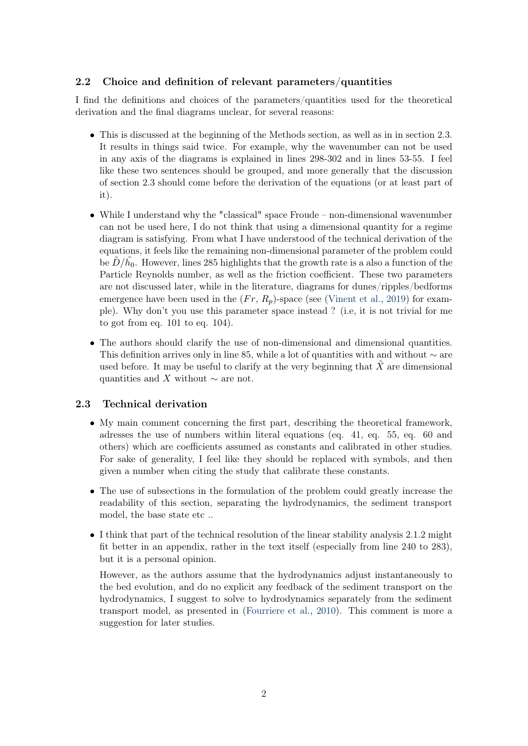### 2.2 Choice and definition of relevant parameters/quantities

I find the definitions and choices of the parameters/quantities used for the theoretical derivation and the final diagrams unclear, for several reasons:

- This is discussed at the beginning of the Methods section, as well as in in section 2.3. It results in things said twice. For example, why the wavenumber can not be used in any axis of the diagrams is explained in lines 298-302 and in lines 53-55. I feel like these two sentences should be grouped, and more generally that the discussion of section 2.3 should come before the derivation of the equations (or at least part of it).
- While I understand why the "classical" space Froude – non-dimensional wavenumber can not be used here, I do not think that using a dimensional quantity for a regime diagram is satisfying. From what I have understood of the technical derivation of the equations, it feels like the remaining non-dimensional parameter of the problem could be $\tilde{D}/\tilde{h}_0$. However, lines 285 highlights that the growth rate is a also a function of the Particle Reynolds number, as well as the friction coefficient. These two parameters are not discussed later, while in the literature, diagrams for dunes/ripples/bedforms emergence have been used in the $(Fr,\, R_p)$-space (see (Vinent et al., 2019) for example). Why don't you use this parameter space instead ? (i.e, it is not trivial for me to got from eq. 101 to eq. 104).
- The authors should clarify the use of non-dimensional and dimensional quantities. This definition arrives only in line 85, while a lot of quantities with and without $\sim$ are used before. It may be useful to clarify at the very beginning that $\tilde{X}$ are dimensional quantities and $X$ without $\sim$ are not.

### 2.3 Technical derivation

- My main comment concerning the first part, describing the theoretical framework, adresses the use of numbers within literal equations (eq. 41, eq. 55, eq. 60 and others) which are coefficients assumed as constants and calibrated in other studies. For sake of generality, I feel like they should be replaced with symbols, and then given a number when citing the study that calibrate these constants.
- The use of subsections in the formulation of the problem could greatly increase the readability of this section, separating the hydrodynamics, the sediment transport model, the base state etc ..
- I think that part of the technical resolution of the linear stability analysis 2.1.2 might fit better in an appendix, rather in the text itself (especially from line 240 to 283), but it is a personal opinion.

  However, as the authors assume that the hydrodynamics adjust instantaneously to the bed evolution, and do no explicit any feedback of the sediment transport on the hydrodynamics, I suggest to solve to hydrodynamics separately from the sediment transport model, as presented in (Fourriere et al., 2010). This comment is more a suggestion for later studies.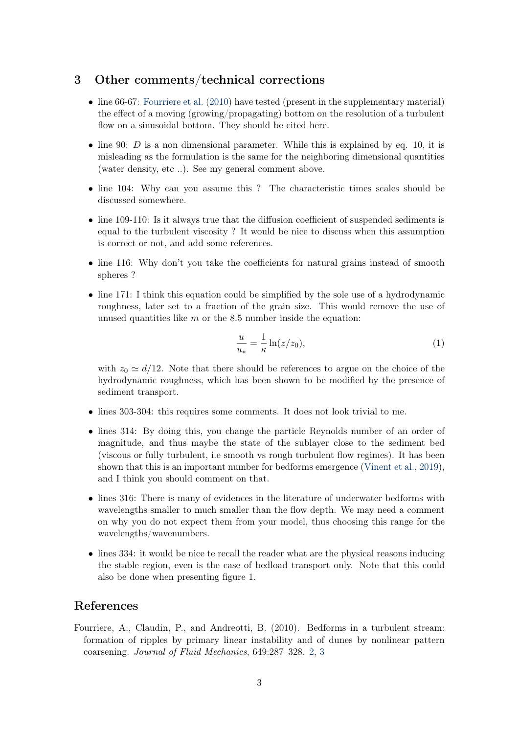## 3 Other comments/technical corrections

- line 66-67: Fourriere et al. (2010) have tested (present in the supplementary material) the effect of a moving (growing/propagating) bottom on the resolution of a turbulent flow on a sinusoidal bottom. They should be cited here.
- line 90: $D$ is a non dimensional parameter. While this is explained by eq. 10, it is misleading as the formulation is the same for the neighboring dimensional quantities (water density, etc ..). See my general comment above.
- line 104: Why can you assume this ? The characteristic times scales should be discussed somewhere.
- line 109-110: Is it always true that the diffusion coefficient of suspended sediments is equal to the turbulent viscosity ? It would be nice to discuss when this assumption is correct or not, and add some references.
- line 116: Why don't you take the coefficients for natural grains instead of smooth spheres ?
- line 171: I think this equation could be simplified by the sole use of a hydrodynamic roughness, later set to a fraction of the grain size. This would remove the use of unused quantities like $m$ or the 8.5 number inside the equation:

$$\frac{u}{u_*} = \frac{1}{\kappa} \ln(z/z_0), \tag{1}$$

  with $z_0 \simeq d/12$. Note that there should be references to argue on the choice of the hydrodynamic roughness, which has been shown to be modified by the presence of sediment transport.
- lines 303-304: this requires some comments. It does not look trivial to me.
- lines 314: By doing this, you change the particle Reynolds number of an order of magnitude, and thus maybe the state of the sublayer close to the sediment bed (viscous or fully turbulent, i.e smooth vs rough turbulent flow regimes). It has been shown that this is an important number for bedforms emergence (Vinent et al., 2019), and I think you should comment on that.
- lines 316: There is many of evidences in the literature of underwater bedforms with wavelengths smaller to much smaller than the flow depth. We may need a comment on why you do not expect them from your model, thus choosing this range for the wavelengths/wavenumbers.
- lines 334: it would be nice te recall the reader what are the physical reasons inducing the stable region, even is the case of bedload transport only. Note that this could also be done when presenting figure 1.

## References

Fourriere, A., Claudin, P., and Andreotti, B. (2010). Bedforms in a turbulent stream: formation of ripples by primary linear instability and of dunes by nonlinear pattern coarsening. *Journal of Fluid Mechanics*, 649:287–328. 2, 3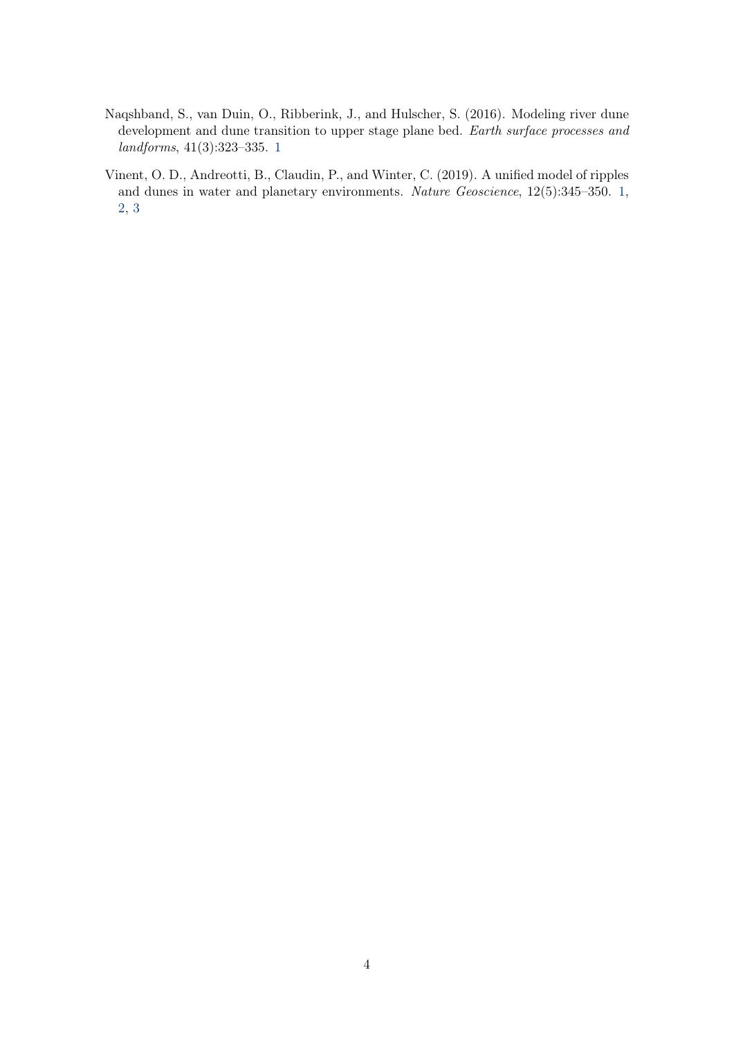Naqshband, S., van Duin, O., Ribberink, J., and Hulscher, S. (2016). Modeling river dune development and dune transition to upper stage plane bed. *Earth surface processes and landforms*, 41(3):323–335. 1

Vinent, O. D., Andreotti, B., Claudin, P., and Winter, C. (2019). A unified model of ripples and dunes in water and planetary environments. *Nature Geoscience*, 12(5):345–350. 1, 2, 3